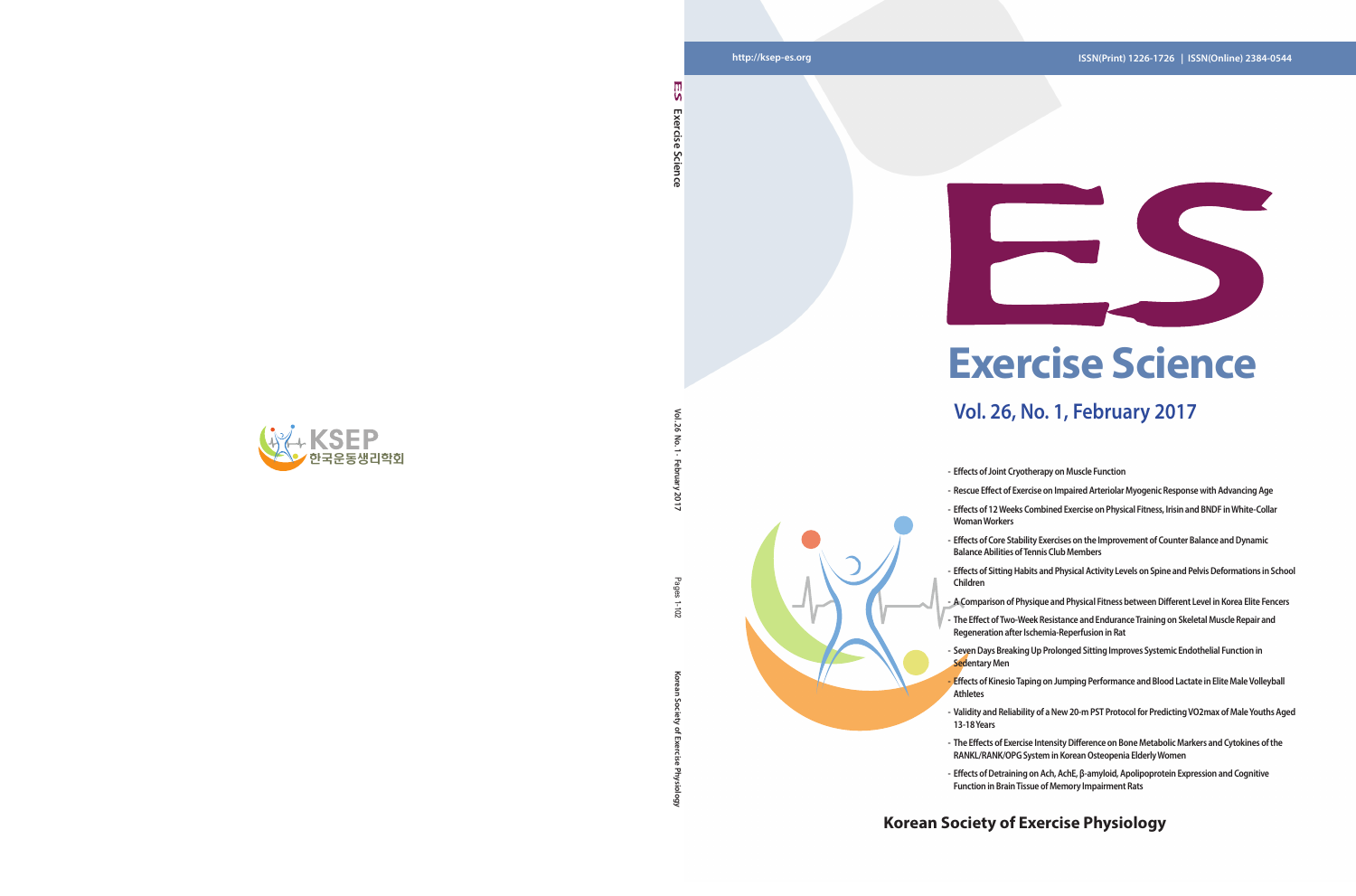http://ksep-es.org

ISSN(Print) 1226-1726 | ISSN(Online) 2384-0544

# ES

# Exercise Science

## Vol. 26, No. 1, February 2017

- Effects of Joint Cryotherapy on Muscle Function
- Rescue Effect of Exercise on Impaired Arteriolar Myogenic Response with Advancing Age
- Effects of 12 Weeks Combined Exercise on Physical Fitness, Irisin and BNDF in White-Collar Woman Workers
- Effects of Core Stability Exercises on the Improvement of Counter Balance and Dynamic Balance Abilities of Tennis Club Members
- Effects of Sitting Habits and Physical Activity Levels on Spine and Pelvis Deformations in School Children
- A Comparison of Physique and Physical Fitness between Different Level in Korea Elite Fencers
- The Effect of Two-Week Resistance and Endurance Training on Skeletal Muscle Repair and Regeneration after Ischemia-Reperfusion in Rat
- Seven Days Breaking Up Prolonged Sitting Improves Systemic Endothelial Function in Sedentary Men
- Effects of Kinesio Taping on Jumping Performance and Blood Lactate in Elite Male Volleyball Athletes
- Validity and Reliability of a New 20-m PST Protocol for Predicting VO2max of Male Youths Aged 13-18 Years
- The Effects of Exercise Intensity Difference on Bone Metabolic Markers and Cytokines of the RANKL/RANK/OPG System in Korean Osteopenia Elderly Women
- Effects of Detraining on Ach, AchE, β-amyloid, Apolipoprotein Expression and Cognitive Function in Brain Tissue of Memory Impairment Rats

**Korean Society of Exercise Physiology**

ES Exercise Science

Vol.26 No. 1 · February 2017

Pages 1-102

Korean Society of Exercise Physiology

KSEP

한국운동생리학회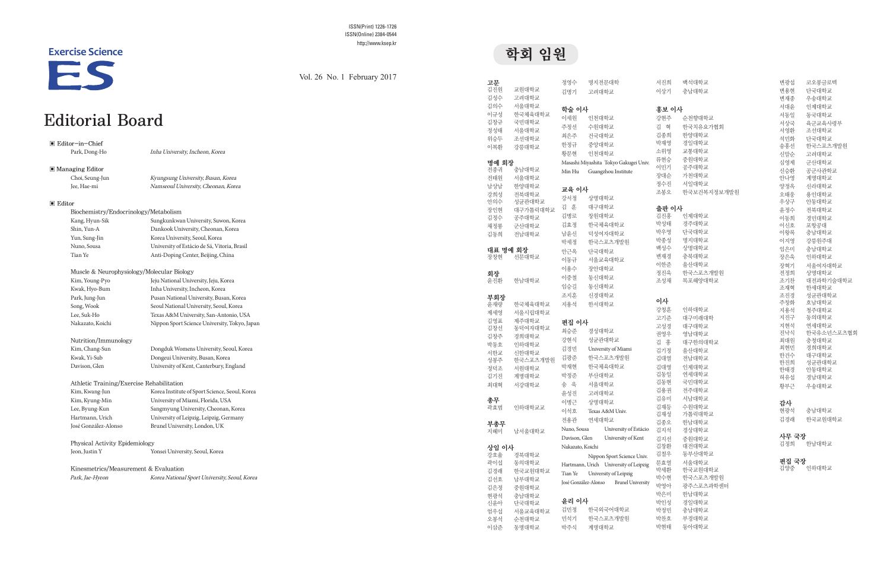ISSN(Print) 1226-1726
ISSN(Online) 2384-0544
http://www.ksep.kr

Exercise Science

ES

Vol. 26 No. 1 February 2017

# Editorial Board

■ Editor-in-Chief

Park, Dong-Ho — *Inha University, Incheon, Korea*

■ Managing Editor

Choi, Seung-Jun — *Kyungsung University, Busan, Korea*

Jee, Hae-mi — *Namseoul University, Cheonan, Korea*

■ Editor

Biochemistry/Endocrinology/Metabolism

| | |
|---|---|
| Kang, Hyun-Sik | Sungkunkwan University, Suwon, Korea |
| Shin, Yun-A | Dankook University, Cheonan, Korea |
| Yun, Sung-Jin | Korea University, Seoul, Korea |
| Nuno, Sousa | University of Estácio de Sá, Vitoria, Brasil |
| Tian Ye | Anti-Doping Center, Beijing, China |

Muscle & Neurophysiology/Molecular Biology

| | |
|---|---|
| Kim, Young-Pyo | Jeju National University, Jeju, Korea |
| Kwak, Hyo-Bum | Inha University, Incheon, Korea |
| Park, Jung-Jun | Pusan National University, Busan, Korea |
| Song, Wook | Seoul National University, Seoul, Korea |
| Lee, Suk-Ho | Texas A&M University, San-Antonio, USA |
| Nakazato, Koichi | Nippon Sport Science University, Tokyo, Japan |

Nutrition/Immunology

| | |
|---|---|
| Kim, Chang-Sun | Dongduk Womens University, Seoul, Korea |
| Kwak, Yi-Sub | Dongeui University, Busan, Korea |
| Davison, Glen | University of Kent, Canterbury, England |

Athletic Training/Exercise Rehabilitation

| | |
|---|---|
| Kim, Kwang-Jun | Korea Institute of Sport Science, Seoul, Korea |
| Kim, Kyung-Min | University of Miami, Florida, USA |
| Lee, Byung-Kun | Sangmyung University, Cheonan, Korea |
| Hartmann, Urich | University of Leipzig, Leipzig, Germany |
| José González-Alonso | Brunel University, London, UK |

Physical Activity Epidemiology

| | |
|---|---|
| Jeon, Justin Y | Yonsei University, Seoul, Korea |

Kinesmetrics/Measurement & Evaluation

| | |
|---|---|
| *Park, Jae-Hyeon* | *Korea National Sport University, Seoul, Korea* |

# 학회 임원

**고문**

김진원 교원대학교
김성수 고려대학교
김의수 서울대학교
이규성 한국체육대학교
김창규 국민대학교
정성태 서울대학교
위승두 조선대학교
이복환 강릉대학교

**명예 회장**

전종귀 충남대학교
전태원 서울대학교
남상남 한양대학교
강희성 전북대학교
안의수 성균관대학교
장인현 대구가톨릭대학교
김경수 공주대학교
채정룡 군산대학교
김동희 전남대학교

**대표 명예 회장**

장창현 선문대학교

**회장**

윤진환 한남대학교

**부회장**

윤재량 한국체육대학교
제세영 서울시립대학교
김영표 제주대학교
김창선 동덕여자대학교
김창주 경희대학교
박동호 인하대학교
서란교 신한대학교
성봉주 한국스포츠개발원
정덕조 서원대학교
김기진 계명대학교
최대혁 서강대학교

**총무**

곽효범 인하대학교

**부총무**

지혜미 남서울대학교

**상임 이사**

강호율 경북대학교
곽이섭 동의대학교
김경래 한국교원대학교
김선호 남부대학교
김은정 중원대학교
현광석 충남대학교
신윤아 단국대학교
엄우섭 서울교육대학교
오봉석 순천대학교
이삼준 동명대학교
정영수 명지전문대학
김명기 고려대학교

**학술 이사**

이세원 인천대학교
주경선 수원대학교
최은주 건국대학교
한정규 중앙대학교
황문현 인천대학교
Masashi Miyashita Tokyo Gakugei Univ.
Min Hu Guangzhou Institute

**교육 이사**

강서정 상명대학교
김 훈 대구대학교
김병로 창원대학교
김효정 한국체육대학교
남윤신 덕성여자대학교
박세정 한국스포츠개발원
안근옥 단국대학교
이동규 서울교육대학교
이용수 장안대학교
이중철 동신대학교
임승길 동신대학교
조지훈 신경대학교
지용석 한서대학교

**편집 이사**

최승준 경성대학교
강현식 성균관대학교
김경민 University of Miami
김광준 한국스포츠개발원
박재현 한국체육대학교
박정준 부산대학교
송 욱 서울대학교
윤성진 고려대학교
이병근 상명대학교
이석호 Texas A&M Univ.
전용관 연세대학교
Nuno, Sousa University of Estácio
Davison, Glen University of Kent
Nakazato, Koichi Nippon Sport Science Univ.
Hartmann, Urich University of Leipzig
Tian Ye University of Leipzig
José González-Alonso Brunel University

**윤리 이사**

김민정 한국외국어대학교
민석기 한국스포츠개발원
박주식 계명대학교
서진희 백석대학교
이상기 충남대학교

**홍보 이사**

강현주 순천향대학교
김 혁 한국치유요가협회
김종희 한양대학교
박재영 경인대학교
소위영 교통대학교
류현승 중원대학교
이민기 공주대학교
장대순 가천대학교
정수진 서일대학교
조봉오 한국보건복지정보개발원

**출판 이사**

김진홍 인제대학교
박성태 경주대학교
박우영 단국대학교
박중성 명지대학교
백성수 상명대학교
변재경 충북대학교
이현준 울산대학교
정진욱 한국스포츠개발원
조성재 목포해양대학교

**이사**

강정훈 인하대학교
고기준 대구미래대학
고성경 대구대학교
권영우 영남대학교
김 홍 대구한의대학교
김기청 울산대학교
김대열 전남대학교
김대영 인제대학교
김동일 연세대학교
김동현 국민대학교
김용권 전주대학교
김유미 서남대학교
김재등 수원대학교
김재성 가톨릭대학교
김종오 한남대학교
김지석 경상대학교
김지선 중원대학교
김정환 대전대학교
김정우 동부산대학교
문효열 서울대학교
박세환 한국교원대학교
박수현 한국스포츠개발원
박영아 광주스포츠과학센터
박은미 한남대학교
박인성 경일대학교
박정민 충남대학교
박찬호 부경대학교
박현태 동아대학교
변광섭 코오롱글로텍
변용현 단국대학교
변재종 우송대학교
서대윤 인제대학교
서동일 동국대학교
서상국 육군교육사령부
서영환 조선대학교
석민화 단국대학교
송홍선 한국스포츠개발원
신말순 고려대학교
심영제 군산대학교
신승환 공군사관학교
안나영 계명대학교
양정옥 신라대학교
오태용 용인대학교
우상구 안동대학교
윤정수 전북대학교
이동희 경민대학교
이신호 포항공대
이영록 충남대학교
이지영 강릉원주대
임은미 충남대학교
장은옥 인하대학교
장혜기 서울여자대학교
전정희 상명대학교
조기찬 대전과학기술대학교
조재혁 한세대학교
조진경 성균관대학교
주창화 호남대학교
지용석 청주대학교
지진구 동의대학교
지현석 연세대학교
진낙식 한국유소년스포츠협회
최대원 충청대학교
최현민 경희대학교
한건수 대구대학교
한진희 성균관대학교
한태경 안동대학교
허유섭 경남대학교
황부근 우송대학교

**감사**

현광석 충남대학교
김경래 한국교원대학교

**사무 국장**

김정희 한남대학교

**편집 국장**

김양중 인하대학교